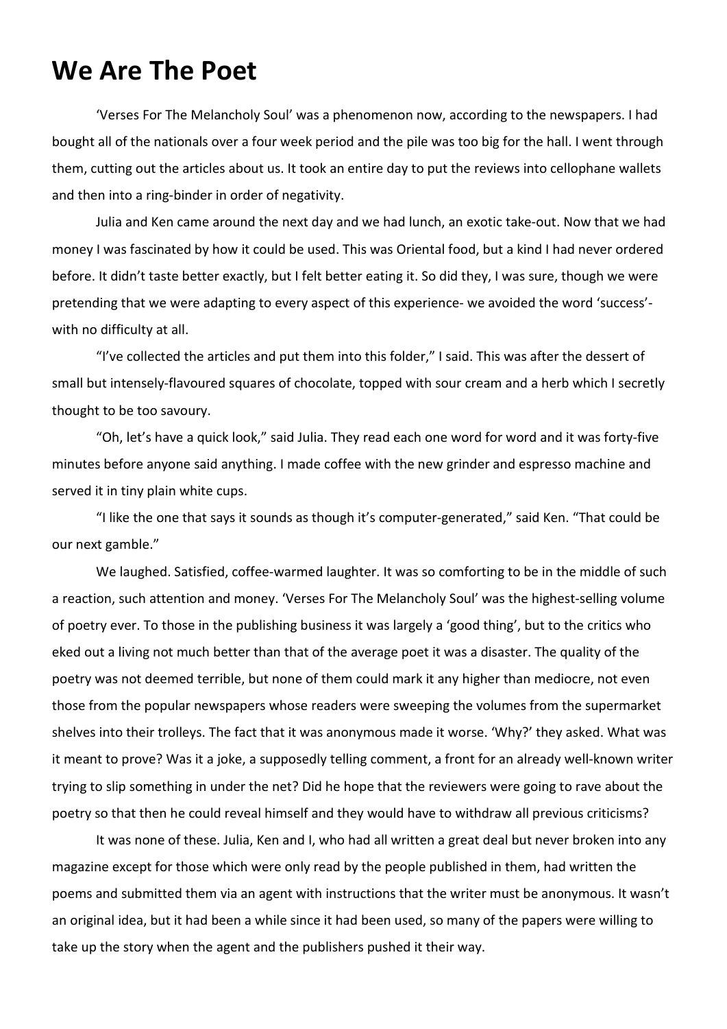# We Are The Poet

'Verses For The Melancholy Soul' was a phenomenon now, according to the newspapers. I had bought all of the nationals over a four week period and the pile was too big for the hall. I went through them, cutting out the articles about us. It took an entire day to put the reviews into cellophane wallets and then into a ring-binder in order of negativity.

Julia and Ken came around the next day and we had lunch, an exotic take-out. Now that we had money I was fascinated by how it could be used. This was Oriental food, but a kind I had never ordered before. It didn't taste better exactly, but I felt better eating it. So did they, I was sure, though we were pretending that we were adapting to every aspect of this experience- we avoided the word 'success'- with no difficulty at all.

"I've collected the articles and put them into this folder," I said. This was after the dessert of small but intensely-flavoured squares of chocolate, topped with sour cream and a herb which I secretly thought to be too savoury.

"Oh, let's have a quick look," said Julia. They read each one word for word and it was forty-five minutes before anyone said anything. I made coffee with the new grinder and espresso machine and served it in tiny plain white cups.

"I like the one that says it sounds as though it's computer-generated," said Ken. "That could be our next gamble."

We laughed. Satisfied, coffee-warmed laughter. It was so comforting to be in the middle of such a reaction, such attention and money. 'Verses For The Melancholy Soul' was the highest-selling volume of poetry ever. To those in the publishing business it was largely a 'good thing', but to the critics who eked out a living not much better than that of the average poet it was a disaster. The quality of the poetry was not deemed terrible, but none of them could mark it any higher than mediocre, not even those from the popular newspapers whose readers were sweeping the volumes from the supermarket shelves into their trolleys. The fact that it was anonymous made it worse. 'Why?' they asked. What was it meant to prove? Was it a joke, a supposedly telling comment, a front for an already well-known writer trying to slip something in under the net? Did he hope that the reviewers were going to rave about the poetry so that then he could reveal himself and they would have to withdraw all previous criticisms?

It was none of these. Julia, Ken and I, who had all written a great deal but never broken into any magazine except for those which were only read by the people published in them, had written the poems and submitted them via an agent with instructions that the writer must be anonymous. It wasn't an original idea, but it had been a while since it had been used, so many of the papers were willing to take up the story when the agent and the publishers pushed it their way.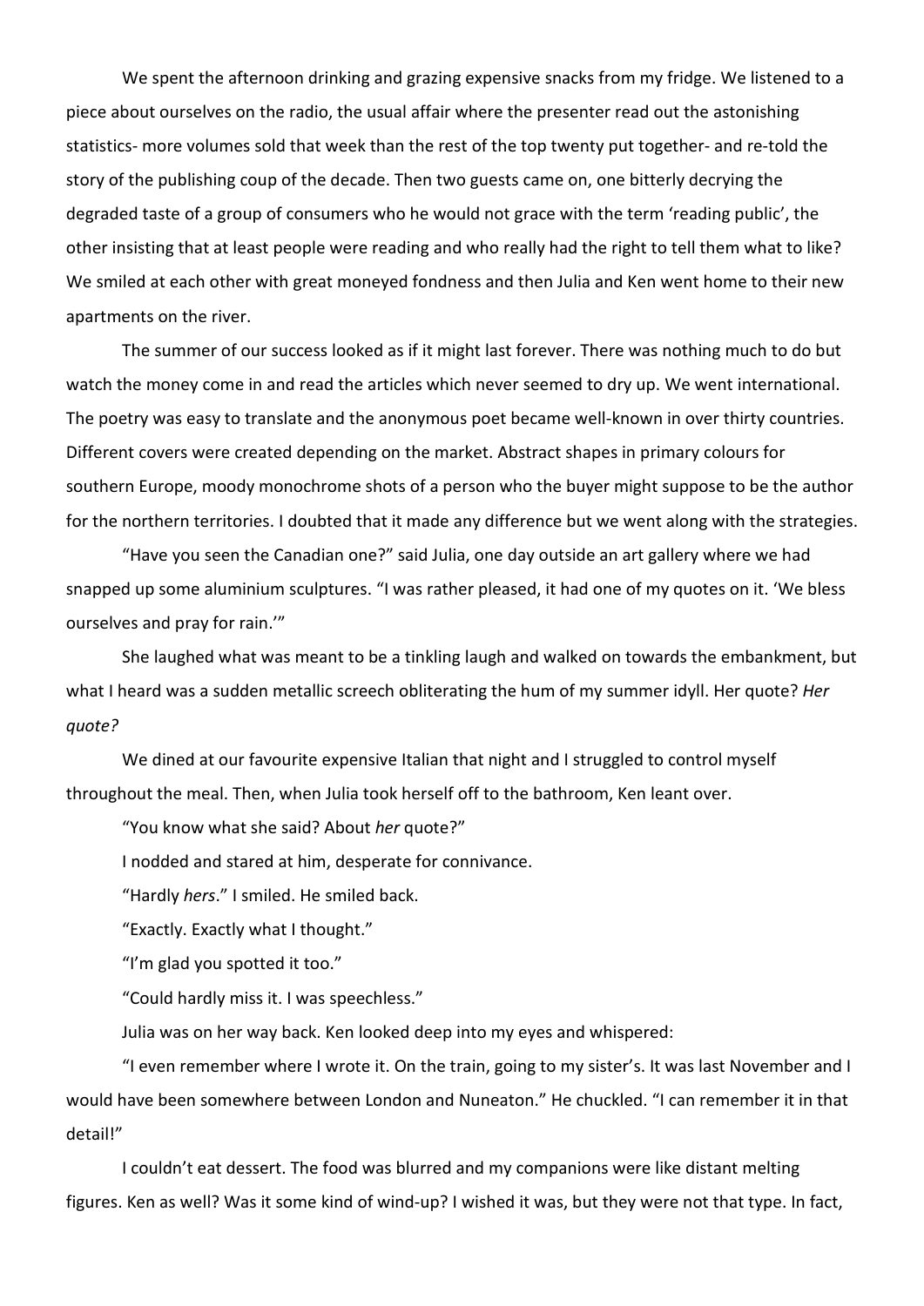We spent the afternoon drinking and grazing expensive snacks from my fridge. We listened to a piece about ourselves on the radio, the usual affair where the presenter read out the astonishing statistics- more volumes sold that week than the rest of the top twenty put together- and re-told the story of the publishing coup of the decade. Then two guests came on, one bitterly decrying the degraded taste of a group of consumers who he would not grace with the term 'reading public', the other insisting that at least people were reading and who really had the right to tell them what to like? We smiled at each other with great moneyed fondness and then Julia and Ken went home to their new apartments on the river.

The summer of our success looked as if it might last forever. There was nothing much to do but watch the money come in and read the articles which never seemed to dry up. We went international. The poetry was easy to translate and the anonymous poet became well-known in over thirty countries. Different covers were created depending on the market. Abstract shapes in primary colours for southern Europe, moody monochrome shots of a person who the buyer might suppose to be the author for the northern territories. I doubted that it made any difference but we went along with the strategies.

"Have you seen the Canadian one?" said Julia, one day outside an art gallery where we had snapped up some aluminium sculptures. "I was rather pleased, it had one of my quotes on it. 'We bless ourselves and pray for rain.'"

She laughed what was meant to be a tinkling laugh and walked on towards the embankment, but what I heard was a sudden metallic screech obliterating the hum of my summer idyll. Her quote? *Her quote?*

We dined at our favourite expensive Italian that night and I struggled to control myself throughout the meal. Then, when Julia took herself off to the bathroom, Ken leant over.

"You know what she said? About *her* quote?"

I nodded and stared at him, desperate for connivance.

"Hardly *hers*." I smiled. He smiled back.

"Exactly. Exactly what I thought."

"I'm glad you spotted it too."

"Could hardly miss it. I was speechless."

Julia was on her way back. Ken looked deep into my eyes and whispered:

"I even remember where I wrote it. On the train, going to my sister's. It was last November and I would have been somewhere between London and Nuneaton." He chuckled. "I can remember it in that detail!"

I couldn't eat dessert. The food was blurred and my companions were like distant melting figures. Ken as well? Was it some kind of wind-up? I wished it was, but they were not that type. In fact,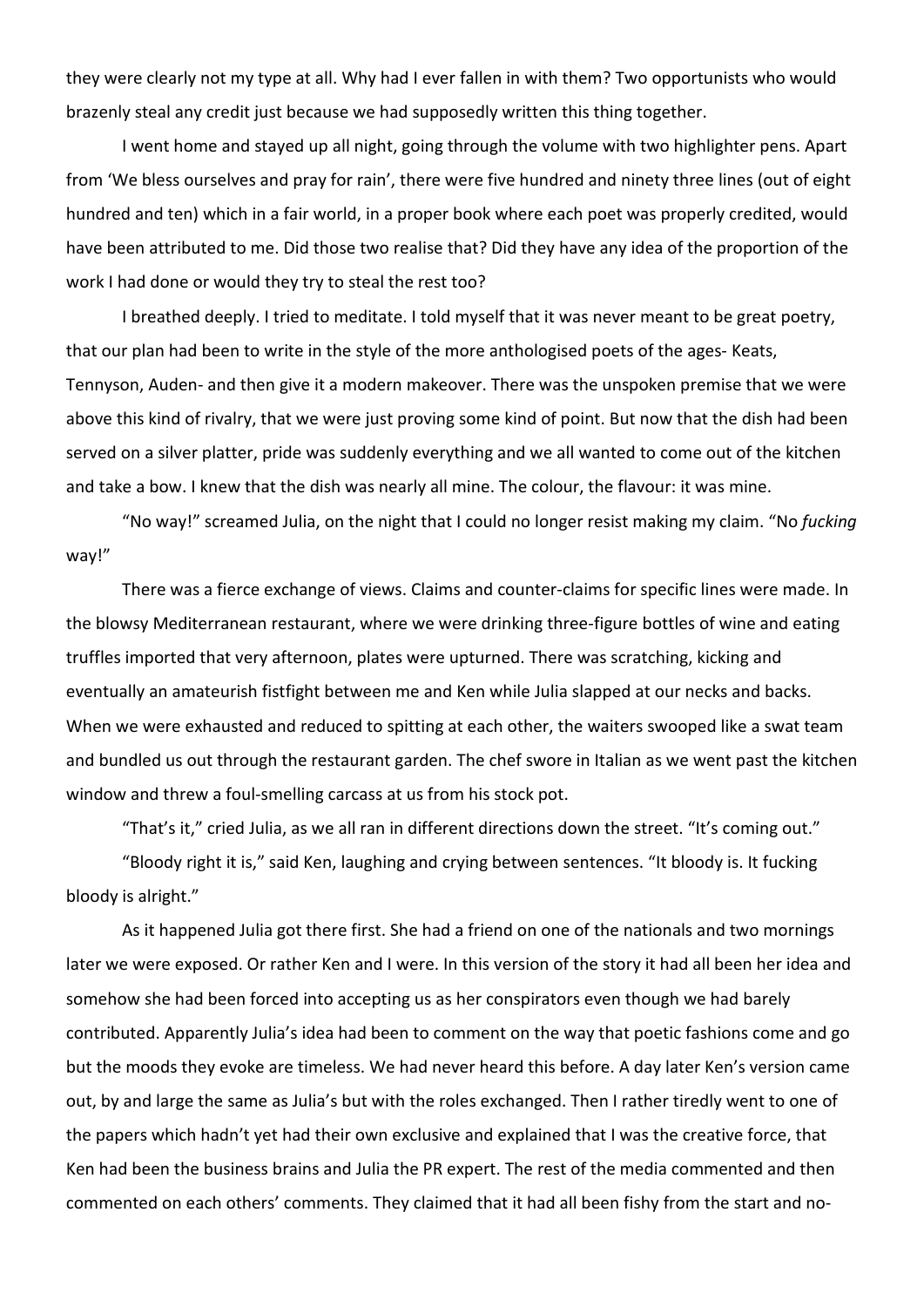they were clearly not my type at all. Why had I ever fallen in with them? Two opportunists who would brazenly steal any credit just because we had supposedly written this thing together.

I went home and stayed up all night, going through the volume with two highlighter pens. Apart from 'We bless ourselves and pray for rain', there were five hundred and ninety three lines (out of eight hundred and ten) which in a fair world, in a proper book where each poet was properly credited, would have been attributed to me. Did those two realise that? Did they have any idea of the proportion of the work I had done or would they try to steal the rest too?

I breathed deeply. I tried to meditate. I told myself that it was never meant to be great poetry, that our plan had been to write in the style of the more anthologised poets of the ages- Keats, Tennyson, Auden- and then give it a modern makeover. There was the unspoken premise that we were above this kind of rivalry, that we were just proving some kind of point. But now that the dish had been served on a silver platter, pride was suddenly everything and we all wanted to come out of the kitchen and take a bow. I knew that the dish was nearly all mine. The colour, the flavour: it was mine.

"No way!" screamed Julia, on the night that I could no longer resist making my claim. "No *fucking* way!"

There was a fierce exchange of views. Claims and counter-claims for specific lines were made. In the blowsy Mediterranean restaurant, where we were drinking three-figure bottles of wine and eating truffles imported that very afternoon, plates were upturned. There was scratching, kicking and eventually an amateurish fistfight between me and Ken while Julia slapped at our necks and backs. When we were exhausted and reduced to spitting at each other, the waiters swooped like a swat team and bundled us out through the restaurant garden. The chef swore in Italian as we went past the kitchen window and threw a foul-smelling carcass at us from his stock pot.

"That's it," cried Julia, as we all ran in different directions down the street. "It's coming out."

"Bloody right it is," said Ken, laughing and crying between sentences. "It bloody is. It fucking bloody is alright."

As it happened Julia got there first. She had a friend on one of the nationals and two mornings later we were exposed. Or rather Ken and I were. In this version of the story it had all been her idea and somehow she had been forced into accepting us as her conspirators even though we had barely contributed. Apparently Julia's idea had been to comment on the way that poetic fashions come and go but the moods they evoke are timeless. We had never heard this before. A day later Ken's version came out, by and large the same as Julia's but with the roles exchanged. Then I rather tiredly went to one of the papers which hadn't yet had their own exclusive and explained that I was the creative force, that Ken had been the business brains and Julia the PR expert. The rest of the media commented and then commented on each others' comments. They claimed that it had all been fishy from the start and no-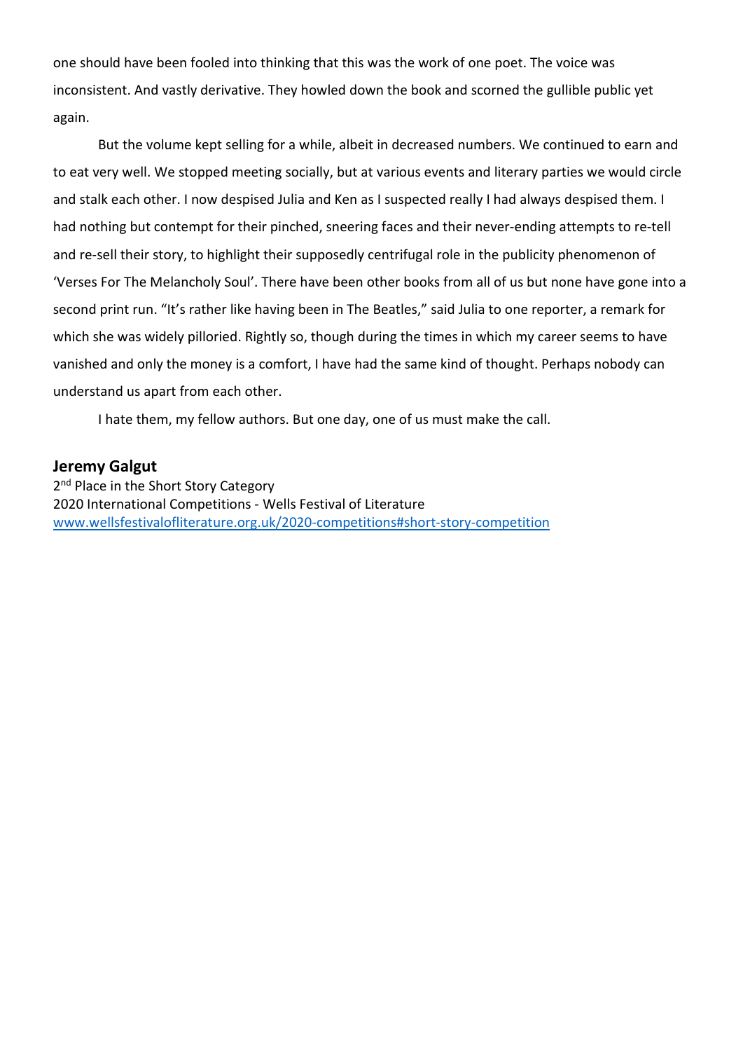one should have been fooled into thinking that this was the work of one poet. The voice was inconsistent. And vastly derivative. They howled down the book and scorned the gullible public yet again.

But the volume kept selling for a while, albeit in decreased numbers. We continued to earn and to eat very well. We stopped meeting socially, but at various events and literary parties we would circle and stalk each other. I now despised Julia and Ken as I suspected really I had always despised them. I had nothing but contempt for their pinched, sneering faces and their never-ending attempts to re-tell and re-sell their story, to highlight their supposedly centrifugal role in the publicity phenomenon of 'Verses For The Melancholy Soul'. There have been other books from all of us but none have gone into a second print run. "It's rather like having been in The Beatles," said Julia to one reporter, a remark for which she was widely pilloried. Rightly so, though during the times in which my career seems to have vanished and only the money is a comfort, I have had the same kind of thought. Perhaps nobody can understand us apart from each other.

I hate them, my fellow authors. But one day, one of us must make the call.

**Jeremy Galgut**
2nd Place in the Short Story Category
2020 International Competitions - Wells Festival of Literature
www.wellsfestivalofliterature.org.uk/2020-competitions#short-story-competition